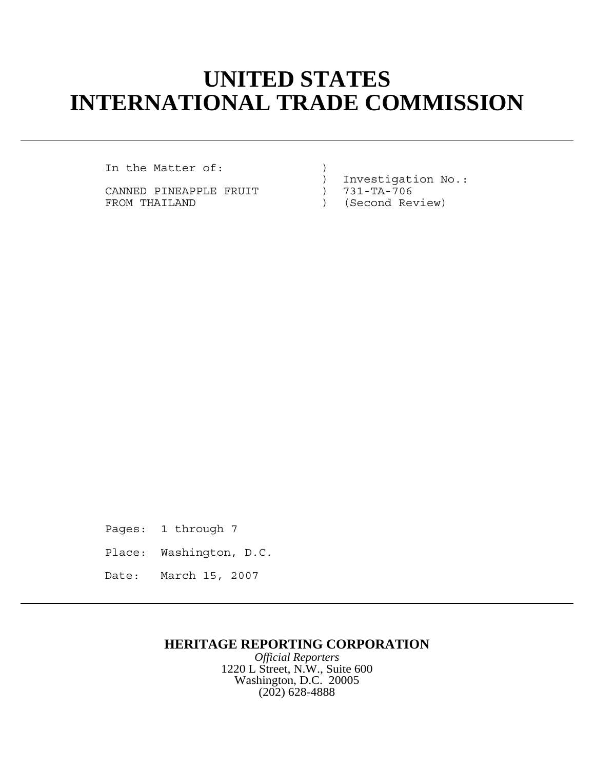# UNITED STATES INTERNATIONAL TRADE COMMISSION

---

```
In the Matter of:              )
                               )  Investigation No.:
CANNED PINEAPPLE FRUIT         )  731-TA-706
FROM THAILAND                  )  (Second Review)
```

Pages: 1 through 7

Place: Washington, D.C.

Date: March 15, 2007

---

**HERITAGE REPORTING CORPORATION**

*Official Reporters*

1220 L Street, N.W., Suite 600

Washington, D.C. 20005

(202) 628-4888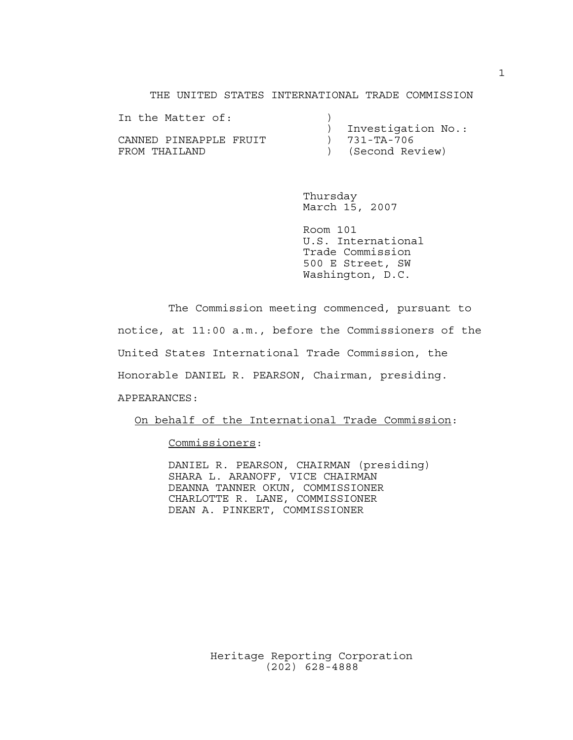THE UNITED STATES INTERNATIONAL TRADE COMMISSION

```
In the Matter of:               )
                                )  Investigation No.:
CANNED PINEAPPLE FRUIT          )  731-TA-706
FROM THAILAND                   )  (Second Review)
```

Thursday
March 15, 2007

Room 101
U.S. International
Trade Commission
500 E Street, SW
Washington, D.C.

The Commission meeting commenced, pursuant to notice, at 11:00 a.m., before the Commissioners of the United States International Trade Commission, the Honorable DANIEL R. PEARSON, Chairman, presiding.

APPEARANCES:

On behalf of the International Trade Commission:

Commissioners:

DANIEL R. PEARSON, CHAIRMAN (presiding)
SHARA L. ARANOFF, VICE CHAIRMAN
DEANNA TANNER OKUN, COMMISSIONER
CHARLOTTE R. LANE, COMMISSIONER
DEAN A. PINKERT, COMMISSIONER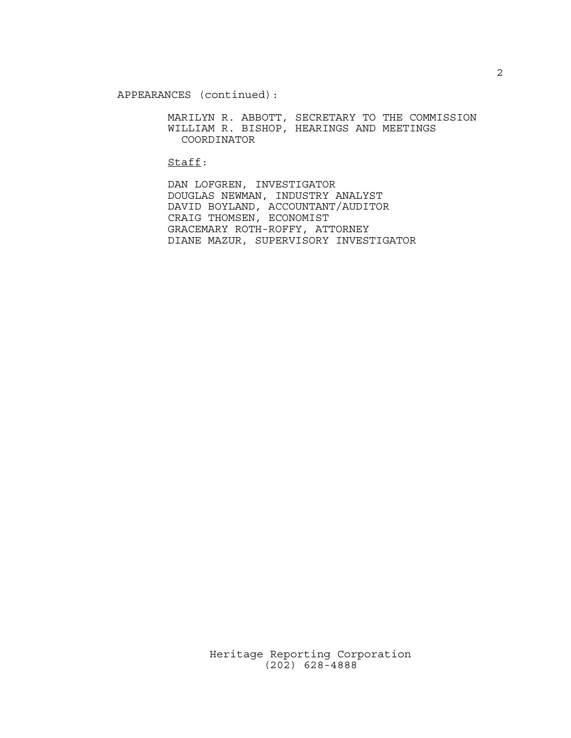APPEARANCES (continued):

MARILYN R. ABBOTT, SECRETARY TO THE COMMISSION
WILLIAM R. BISHOP, HEARINGS AND MEETINGS COORDINATOR

Staff:

DAN LOFGREN, INVESTIGATOR
DOUGLAS NEWMAN, INDUSTRY ANALYST
DAVID BOYLAND, ACCOUNTANT/AUDITOR
CRAIG THOMSEN, ECONOMIST
GRACEMARY ROTH-ROFFY, ATTORNEY
DIANE MAZUR, SUPERVISORY INVESTIGATOR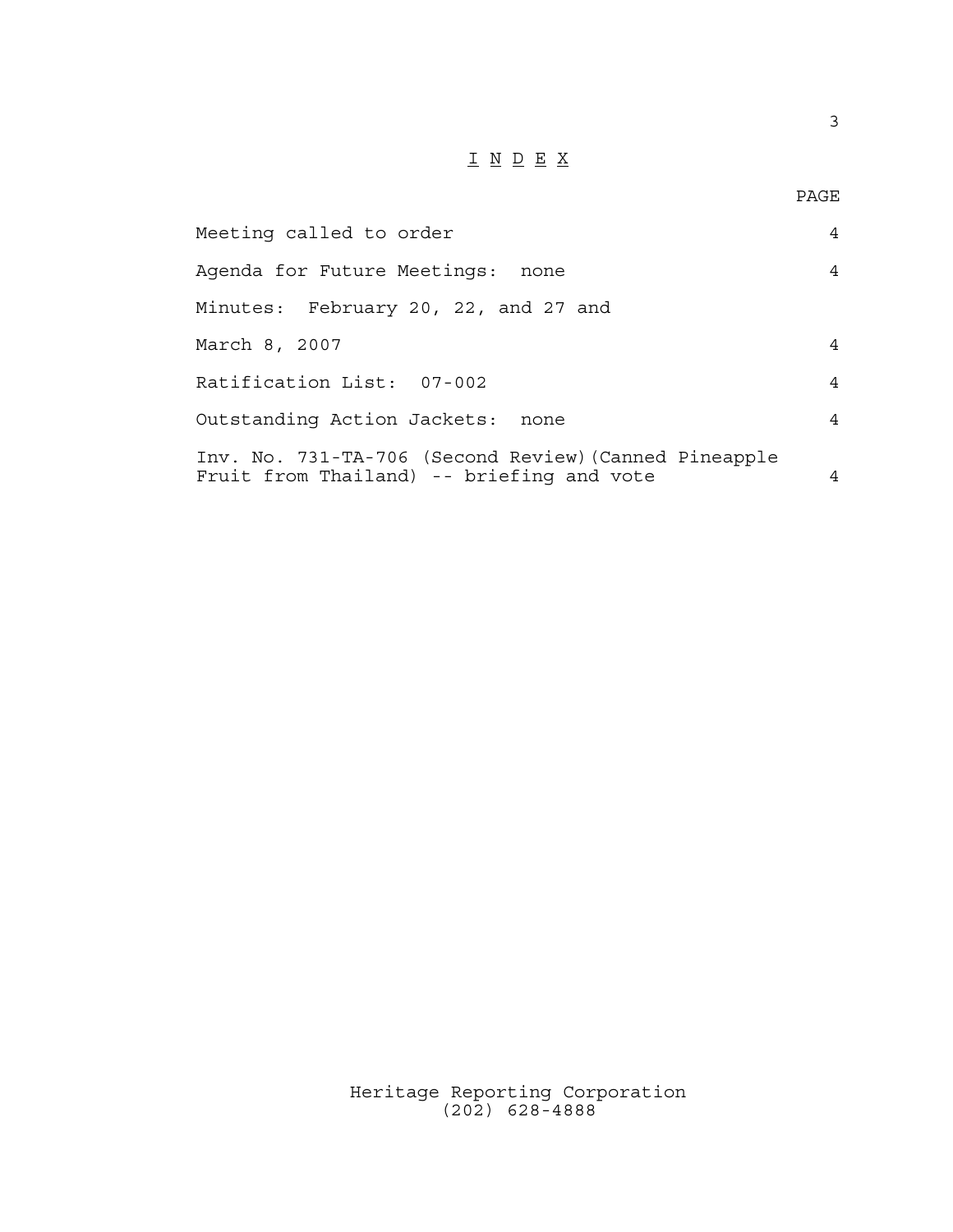# I N D E X

| | PAGE |
|---|---|
| Meeting called to order | 4 |
| Agenda for Future Meetings: none | 4 |
| Minutes: February 20, 22, and 27 and March 8, 2007 | 4 |
| Ratification List: 07-002 | 4 |
| Outstanding Action Jackets: none | 4 |
| Inv. No. 731-TA-706 (Second Review)(Canned Pineapple Fruit from Thailand) -- briefing and vote | 4 |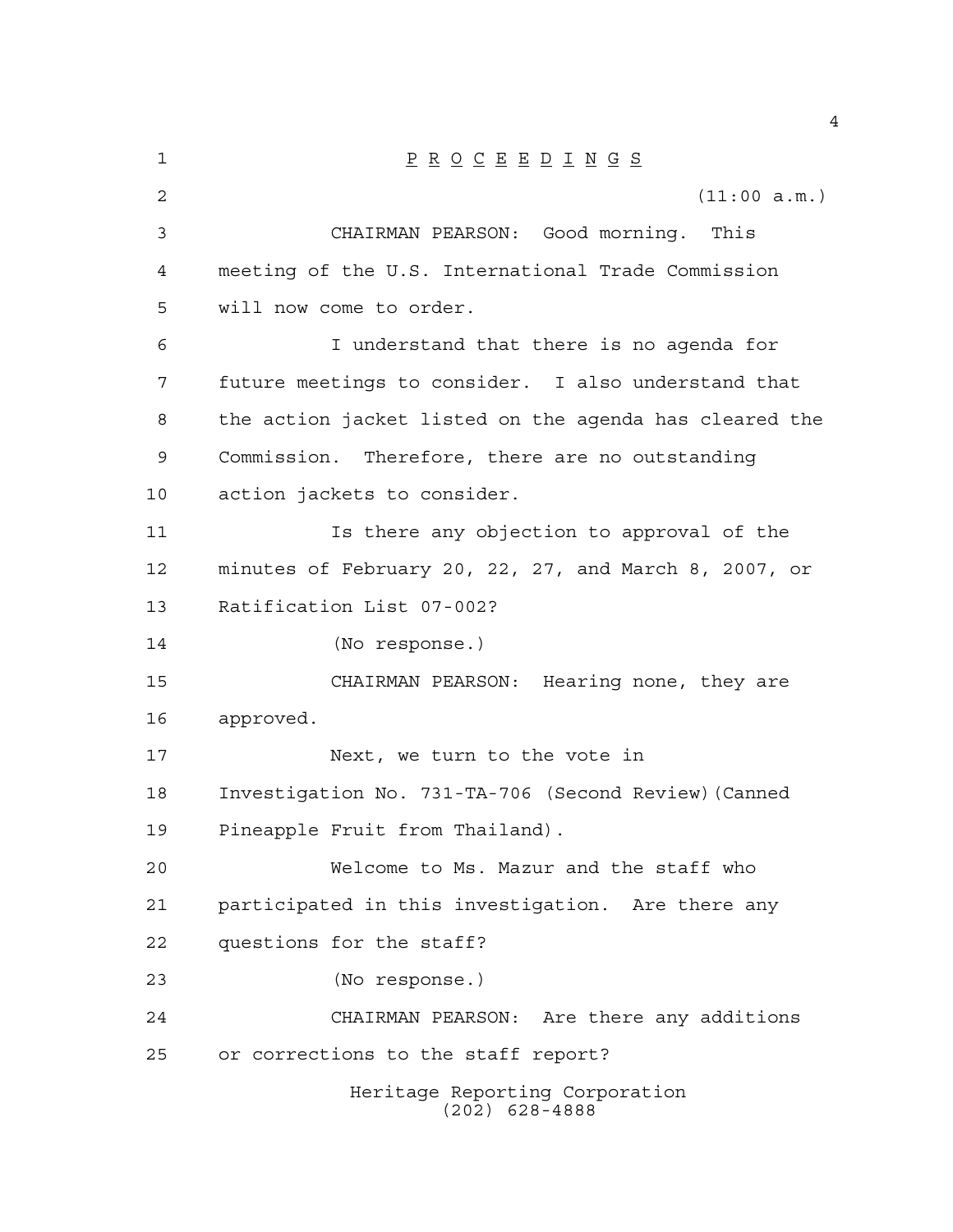P R O C E E D I N G S

(11:00 a.m.)

CHAIRMAN PEARSON: Good morning. This meeting of the U.S. International Trade Commission will now come to order.

I understand that there is no agenda for future meetings to consider. I also understand that the action jacket listed on the agenda has cleared the Commission. Therefore, there are no outstanding action jackets to consider.

Is there any objection to approval of the minutes of February 20, 22, 27, and March 8, 2007, or Ratification List 07-002?

(No response.)

CHAIRMAN PEARSON: Hearing none, they are approved.

Next, we turn to the vote in Investigation No. 731-TA-706 (Second Review)(Canned Pineapple Fruit from Thailand).

Welcome to Ms. Mazur and the staff who participated in this investigation. Are there any questions for the staff?

(No response.)

CHAIRMAN PEARSON: Are there any additions or corrections to the staff report?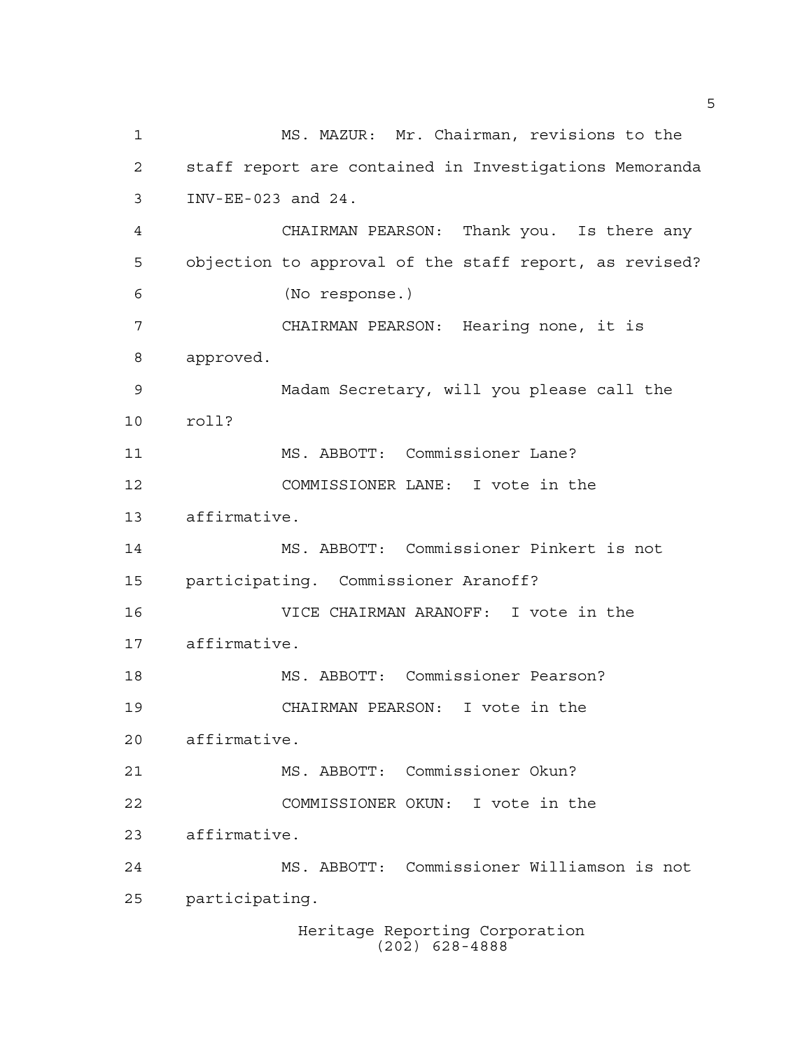MS. MAZUR: Mr. Chairman, revisions to the staff report are contained in Investigations Memoranda INV-EE-023 and 24.

CHAIRMAN PEARSON: Thank you. Is there any objection to approval of the staff report, as revised?

(No response.)

CHAIRMAN PEARSON: Hearing none, it is approved.

Madam Secretary, will you please call the roll?

MS. ABBOTT: Commissioner Lane?

COMMISSIONER LANE: I vote in the affirmative.

MS. ABBOTT: Commissioner Pinkert is not participating. Commissioner Aranoff?

VICE CHAIRMAN ARANOFF: I vote in the affirmative.

MS. ABBOTT: Commissioner Pearson?

CHAIRMAN PEARSON: I vote in the affirmative.

MS. ABBOTT: Commissioner Okun?

COMMISSIONER OKUN: I vote in the affirmative.

MS. ABBOTT: Commissioner Williamson is not participating.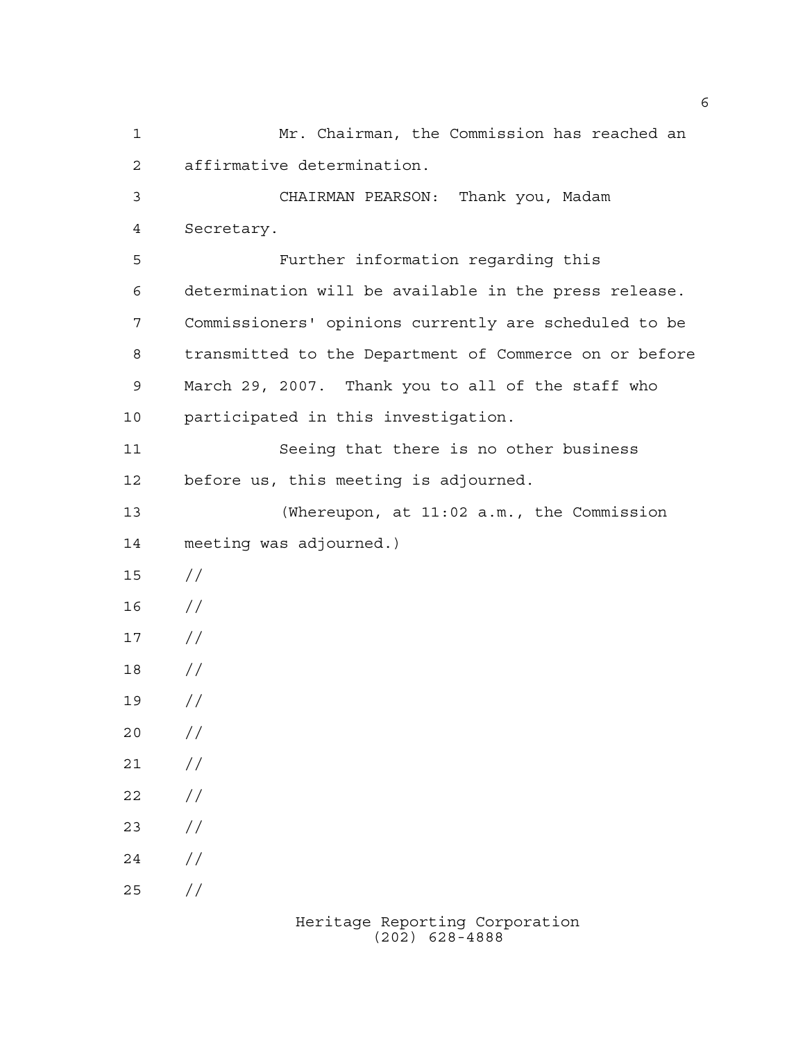Mr. Chairman, the Commission has reached an affirmative determination.

CHAIRMAN PEARSON: Thank you, Madam Secretary.

Further information regarding this determination will be available in the press release. Commissioners' opinions currently are scheduled to be transmitted to the Department of Commerce on or before March 29, 2007. Thank you to all of the staff who participated in this investigation.

Seeing that there is no other business before us, this meeting is adjourned.

(Whereupon, at 11:02 a.m., the Commission meeting was adjourned.)

//

//

//

//

//

//

//

//

//

//

//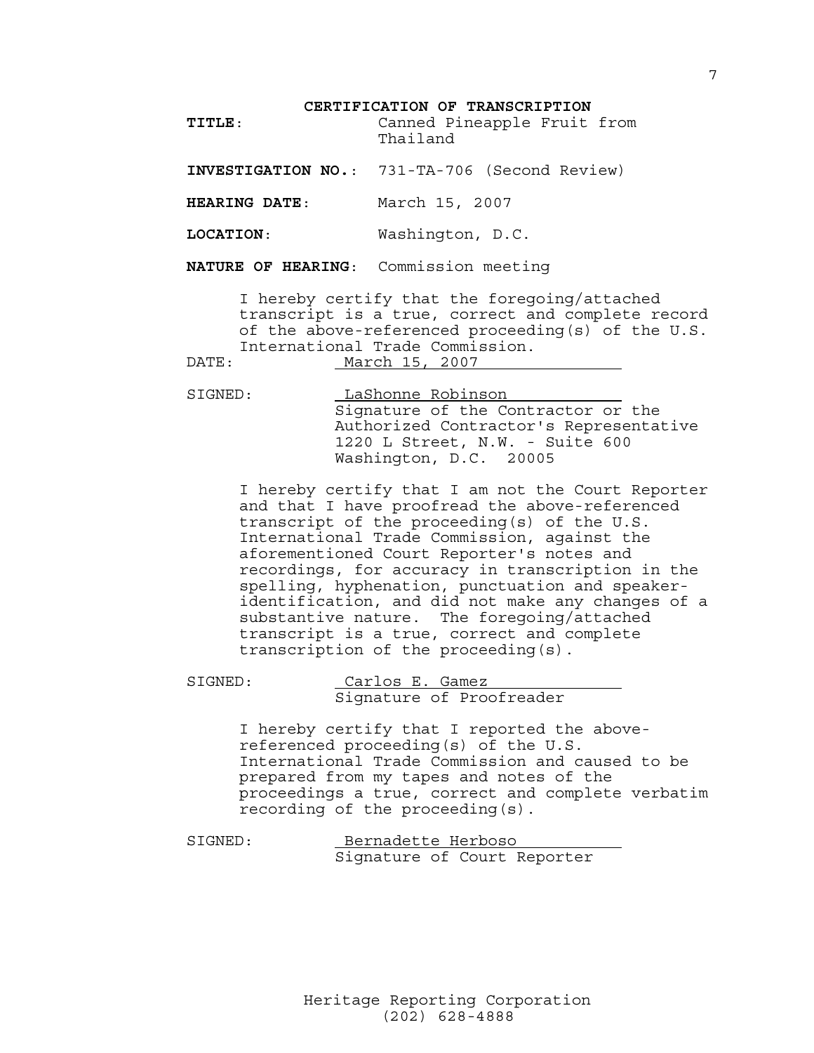# CERTIFICATION OF TRANSCRIPTION

**TITLE**: Canned Pineapple Fruit from Thailand

**INVESTIGATION NO.**: 731-TA-706 (Second Review)

**HEARING DATE**: March 15, 2007

**LOCATION**: Washington, D.C.

**NATURE OF HEARING**: Commission meeting

I hereby certify that the foregoing/attached transcript is a true, correct and complete record of the above-referenced proceeding(s) of the U.S. International Trade Commission.

DATE: March 15, 2007

SIGNED: LaShonne Robinson
Signature of the Contractor or the Authorized Contractor's Representative
1220 L Street, N.W. - Suite 600
Washington, D.C. 20005

I hereby certify that I am not the Court Reporter and that I have proofread the above-referenced transcript of the proceeding(s) of the U.S. International Trade Commission, against the aforementioned Court Reporter's notes and recordings, for accuracy in transcription in the spelling, hyphenation, punctuation and speaker-identification, and did not make any changes of a substantive nature. The foregoing/attached transcript is a true, correct and complete transcription of the proceeding(s).

SIGNED: Carlos E. Gamez
Signature of Proofreader

I hereby certify that I reported the above-referenced proceeding(s) of the U.S. International Trade Commission and caused to be prepared from my tapes and notes of the proceedings a true, correct and complete verbatim recording of the proceeding(s).

SIGNED: Bernadette Herboso
Signature of Court Reporter